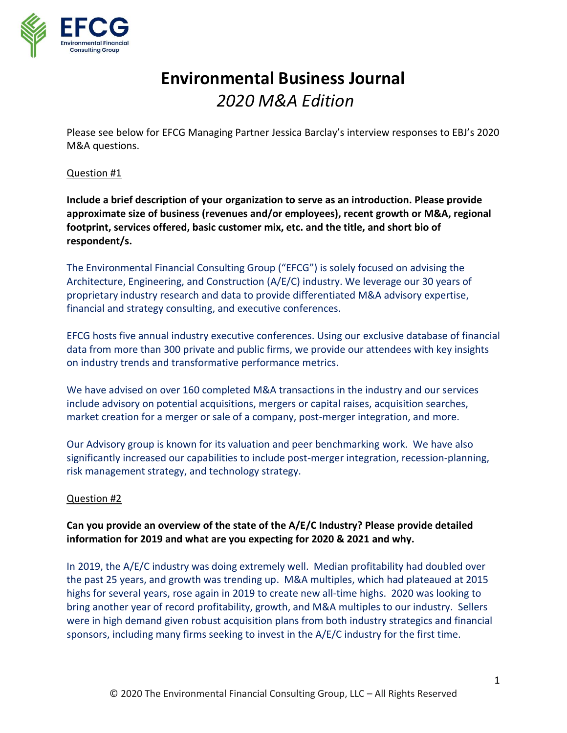# Environmental Business Journal

*2020 M&A Edition*

Please see below for EFCG Managing Partner Jessica Barclay's interview responses to EBJ's 2020 M&A questions.

Question #1

**Include a brief description of your organization to serve as an introduction. Please provide approximate size of business (revenues and/or employees), recent growth or M&A, regional footprint, services offered, basic customer mix, etc. and the title, and short bio of respondent/s.**

The Environmental Financial Consulting Group ("EFCG") is solely focused on advising the Architecture, Engineering, and Construction (A/E/C) industry. We leverage our 30 years of proprietary industry research and data to provide differentiated M&A advisory expertise, financial and strategy consulting, and executive conferences.

EFCG hosts five annual industry executive conferences. Using our exclusive database of financial data from more than 300 private and public firms, we provide our attendees with key insights on industry trends and transformative performance metrics.

We have advised on over 160 completed M&A transactions in the industry and our services include advisory on potential acquisitions, mergers or capital raises, acquisition searches, market creation for a merger or sale of a company, post-merger integration, and more.

Our Advisory group is known for its valuation and peer benchmarking work. We have also significantly increased our capabilities to include post-merger integration, recession-planning, risk management strategy, and technology strategy.

Question #2

**Can you provide an overview of the state of the A/E/C Industry? Please provide detailed information for 2019 and what are you expecting for 2020 & 2021 and why.**

In 2019, the A/E/C industry was doing extremely well. Median profitability had doubled over the past 25 years, and growth was trending up. M&A multiples, which had plateaued at 2015 highs for several years, rose again in 2019 to create new all-time highs. 2020 was looking to bring another year of record profitability, growth, and M&A multiples to our industry. Sellers were in high demand given robust acquisition plans from both industry strategics and financial sponsors, including many firms seeking to invest in the A/E/C industry for the first time.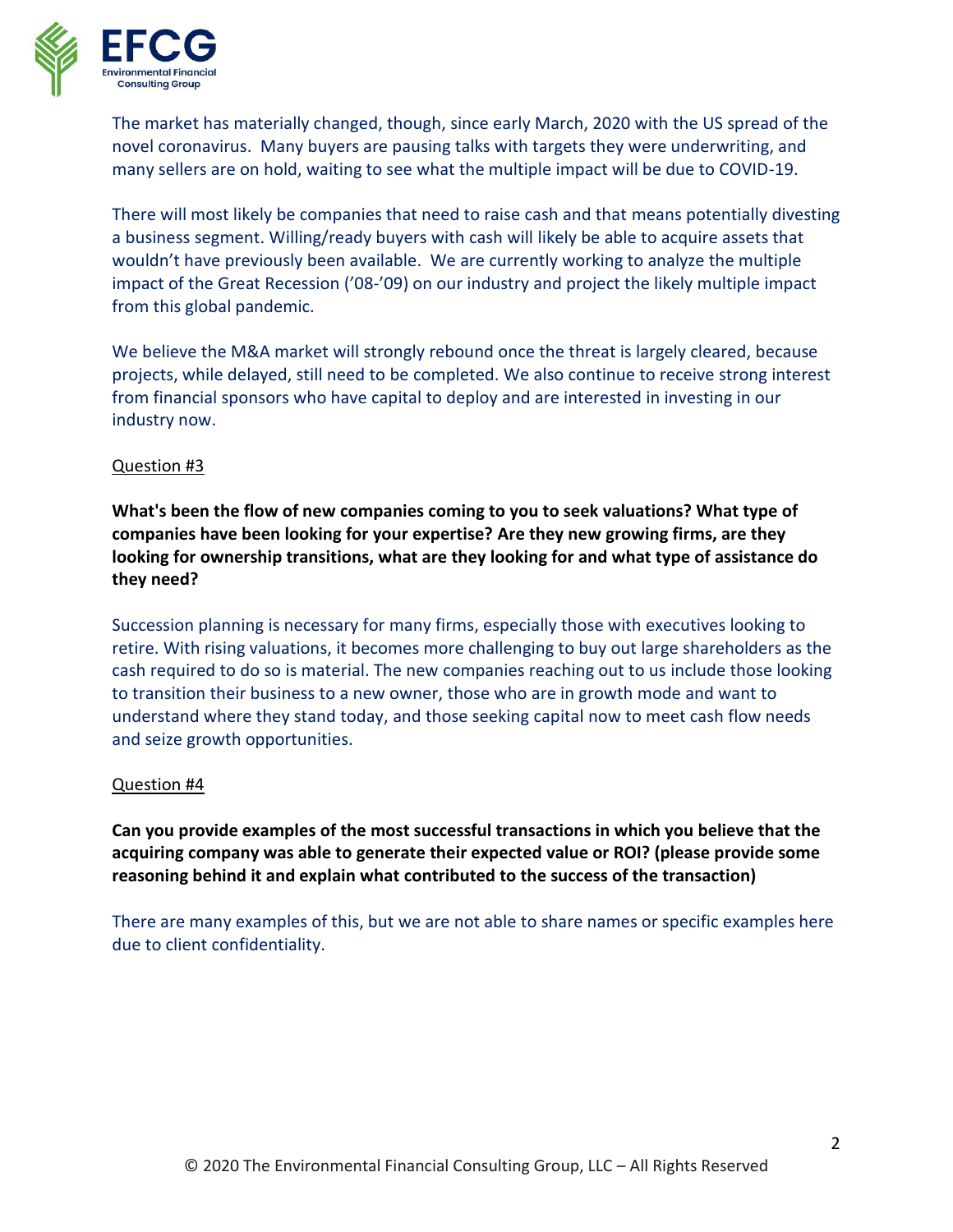The market has materially changed, though, since early March, 2020 with the US spread of the novel coronavirus. Many buyers are pausing talks with targets they were underwriting, and many sellers are on hold, waiting to see what the multiple impact will be due to COVID-19.

There will most likely be companies that need to raise cash and that means potentially divesting a business segment. Willing/ready buyers with cash will likely be able to acquire assets that wouldn't have previously been available. We are currently working to analyze the multiple impact of the Great Recession ('08-'09) on our industry and project the likely multiple impact from this global pandemic.

We believe the M&A market will strongly rebound once the threat is largely cleared, because projects, while delayed, still need to be completed. We also continue to receive strong interest from financial sponsors who have capital to deploy and are interested in investing in our industry now.

<u>Question #3</u>

**What's been the flow of new companies coming to you to seek valuations? What type of companies have been looking for your expertise? Are they new growing firms, are they looking for ownership transitions, what are they looking for and what type of assistance do they need?**

Succession planning is necessary for many firms, especially those with executives looking to retire. With rising valuations, it becomes more challenging to buy out large shareholders as the cash required to do so is material. The new companies reaching out to us include those looking to transition their business to a new owner, those who are in growth mode and want to understand where they stand today, and those seeking capital now to meet cash flow needs and seize growth opportunities.

<u>Question #4</u>

**Can you provide examples of the most successful transactions in which you believe that the acquiring company was able to generate their expected value or ROI? (please provide some reasoning behind it and explain what contributed to the success of the transaction)**

There are many examples of this, but we are not able to share names or specific examples here due to client confidentiality.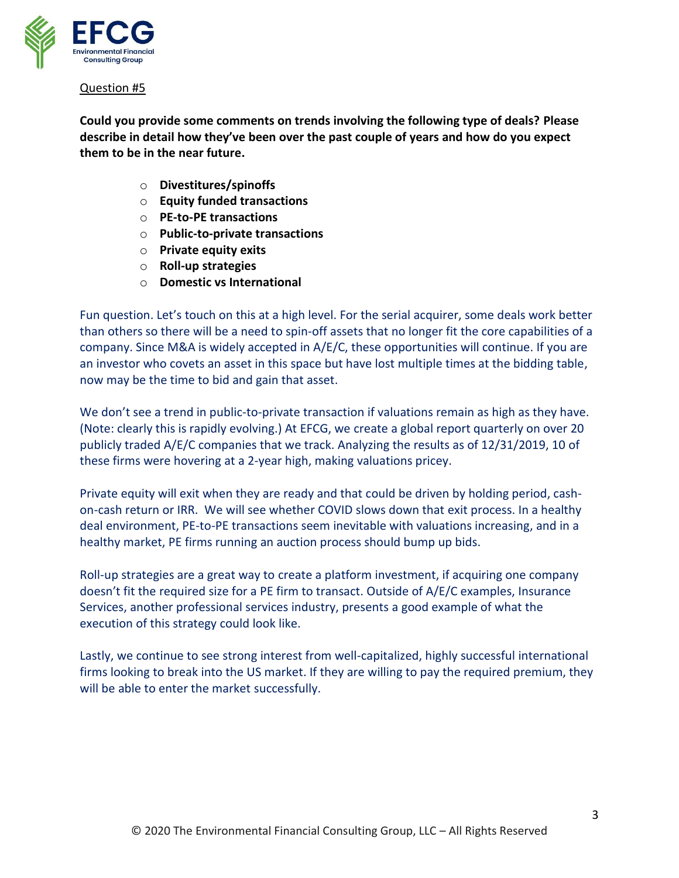Question #5

**Could you provide some comments on trends involving the following type of deals? Please describe in detail how they've been over the past couple of years and how do you expect them to be in the near future.**

- **Divestitures/spinoffs**
- **Equity funded transactions**
- **PE-to-PE transactions**
- **Public-to-private transactions**
- **Private equity exits**
- **Roll-up strategies**
- **Domestic vs International**

Fun question. Let's touch on this at a high level. For the serial acquirer, some deals work better than others so there will be a need to spin-off assets that no longer fit the core capabilities of a company. Since M&A is widely accepted in A/E/C, these opportunities will continue. If you are an investor who covets an asset in this space but have lost multiple times at the bidding table, now may be the time to bid and gain that asset.

We don't see a trend in public-to-private transaction if valuations remain as high as they have. (Note: clearly this is rapidly evolving.) At EFCG, we create a global report quarterly on over 20 publicly traded A/E/C companies that we track. Analyzing the results as of 12/31/2019, 10 of these firms were hovering at a 2-year high, making valuations pricey.

Private equity will exit when they are ready and that could be driven by holding period, cash-on-cash return or IRR. We will see whether COVID slows down that exit process. In a healthy deal environment, PE-to-PE transactions seem inevitable with valuations increasing, and in a healthy market, PE firms running an auction process should bump up bids.

Roll-up strategies are a great way to create a platform investment, if acquiring one company doesn't fit the required size for a PE firm to transact. Outside of A/E/C examples, Insurance Services, another professional services industry, presents a good example of what the execution of this strategy could look like.

Lastly, we continue to see strong interest from well-capitalized, highly successful international firms looking to break into the US market. If they are willing to pay the required premium, they will be able to enter the market successfully.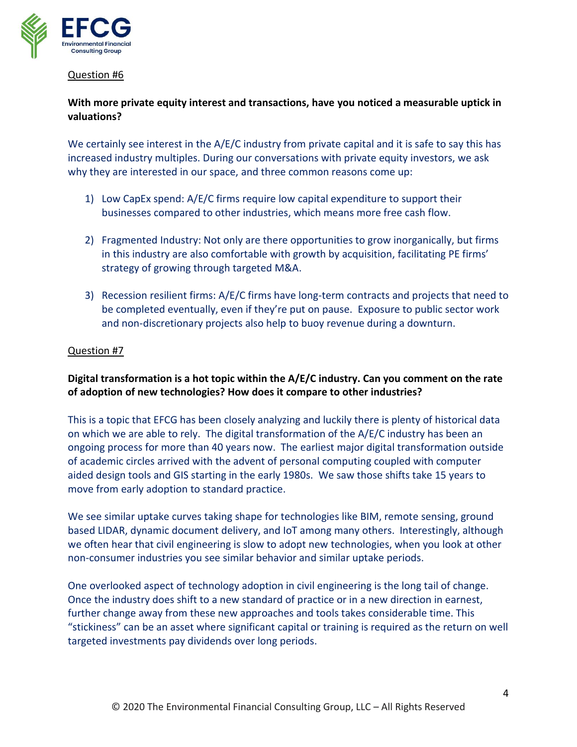<u>Question #6</u>

**With more private equity interest and transactions, have you noticed a measurable uptick in valuations?**

We certainly see interest in the A/E/C industry from private capital and it is safe to say this has increased industry multiples. During our conversations with private equity investors, we ask why they are interested in our space, and three common reasons come up:

1) Low CapEx spend: A/E/C firms require low capital expenditure to support their businesses compared to other industries, which means more free cash flow.

2) Fragmented Industry: Not only are there opportunities to grow inorganically, but firms in this industry are also comfortable with growth by acquisition, facilitating PE firms' strategy of growing through targeted M&A.

3) Recession resilient firms: A/E/C firms have long-term contracts and projects that need to be completed eventually, even if they're put on pause. Exposure to public sector work and non-discretionary projects also help to buoy revenue during a downturn.

<u>Question #7</u>

**Digital transformation is a hot topic within the A/E/C industry. Can you comment on the rate of adoption of new technologies? How does it compare to other industries?**

This is a topic that EFCG has been closely analyzing and luckily there is plenty of historical data on which we are able to rely. The digital transformation of the A/E/C industry has been an ongoing process for more than 40 years now. The earliest major digital transformation outside of academic circles arrived with the advent of personal computing coupled with computer aided design tools and GIS starting in the early 1980s. We saw those shifts take 15 years to move from early adoption to standard practice.

We see similar uptake curves taking shape for technologies like BIM, remote sensing, ground based LIDAR, dynamic document delivery, and IoT among many others. Interestingly, although we often hear that civil engineering is slow to adopt new technologies, when you look at other non-consumer industries you see similar behavior and similar uptake periods.

One overlooked aspect of technology adoption in civil engineering is the long tail of change. Once the industry does shift to a new standard of practice or in a new direction in earnest, further change away from these new approaches and tools takes considerable time. This "stickiness" can be an asset where significant capital or training is required as the return on well targeted investments pay dividends over long periods.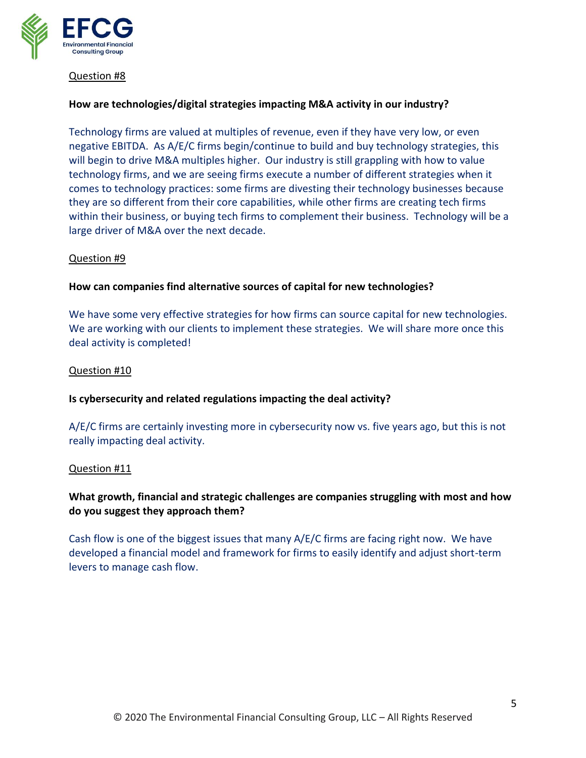<u>Question #8</u>

**How are technologies/digital strategies impacting M&A activity in our industry?**

Technology firms are valued at multiples of revenue, even if they have very low, or even negative EBITDA. As A/E/C firms begin/continue to build and buy technology strategies, this will begin to drive M&A multiples higher. Our industry is still grappling with how to value technology firms, and we are seeing firms execute a number of different strategies when it comes to technology practices: some firms are divesting their technology businesses because they are so different from their core capabilities, while other firms are creating tech firms within their business, or buying tech firms to complement their business. Technology will be a large driver of M&A over the next decade.

<u>Question #9</u>

**How can companies find alternative sources of capital for new technologies?**

We have some very effective strategies for how firms can source capital for new technologies. We are working with our clients to implement these strategies. We will share more once this deal activity is completed!

<u>Question #10</u>

**Is cybersecurity and related regulations impacting the deal activity?**

A/E/C firms are certainly investing more in cybersecurity now vs. five years ago, but this is not really impacting deal activity.

<u>Question #11</u>

**What growth, financial and strategic challenges are companies struggling with most and how do you suggest they approach them?**

Cash flow is one of the biggest issues that many A/E/C firms are facing right now. We have developed a financial model and framework for firms to easily identify and adjust short-term levers to manage cash flow.

© 2020 The Environmental Financial Consulting Group, LLC – All Rights Reserved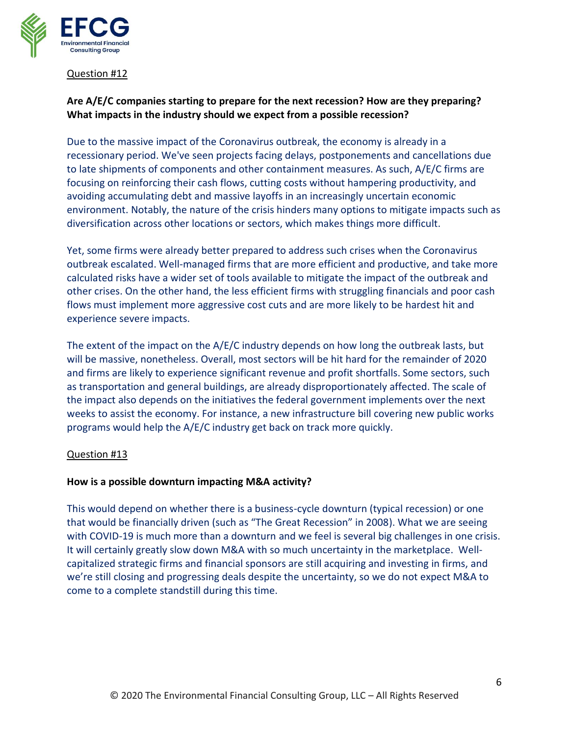Question #12

**Are A/E/C companies starting to prepare for the next recession? How are they preparing? What impacts in the industry should we expect from a possible recession?**

Due to the massive impact of the Coronavirus outbreak, the economy is already in a recessionary period. We've seen projects facing delays, postponements and cancellations due to late shipments of components and other containment measures. As such, A/E/C firms are focusing on reinforcing their cash flows, cutting costs without hampering productivity, and avoiding accumulating debt and massive layoffs in an increasingly uncertain economic environment. Notably, the nature of the crisis hinders many options to mitigate impacts such as diversification across other locations or sectors, which makes things more difficult.

Yet, some firms were already better prepared to address such crises when the Coronavirus outbreak escalated. Well-managed firms that are more efficient and productive, and take more calculated risks have a wider set of tools available to mitigate the impact of the outbreak and other crises. On the other hand, the less efficient firms with struggling financials and poor cash flows must implement more aggressive cost cuts and are more likely to be hardest hit and experience severe impacts.

The extent of the impact on the A/E/C industry depends on how long the outbreak lasts, but will be massive, nonetheless. Overall, most sectors will be hit hard for the remainder of 2020 and firms are likely to experience significant revenue and profit shortfalls. Some sectors, such as transportation and general buildings, are already disproportionately affected. The scale of the impact also depends on the initiatives the federal government implements over the next weeks to assist the economy. For instance, a new infrastructure bill covering new public works programs would help the A/E/C industry get back on track more quickly.

Question #13

**How is a possible downturn impacting M&A activity?**

This would depend on whether there is a business-cycle downturn (typical recession) or one that would be financially driven (such as "The Great Recession" in 2008). What we are seeing with COVID-19 is much more than a downturn and we feel is several big challenges in one crisis. It will certainly greatly slow down M&A with so much uncertainty in the marketplace. Well-capitalized strategic firms and financial sponsors are still acquiring and investing in firms, and we're still closing and progressing deals despite the uncertainty, so we do not expect M&A to come to a complete standstill during this time.